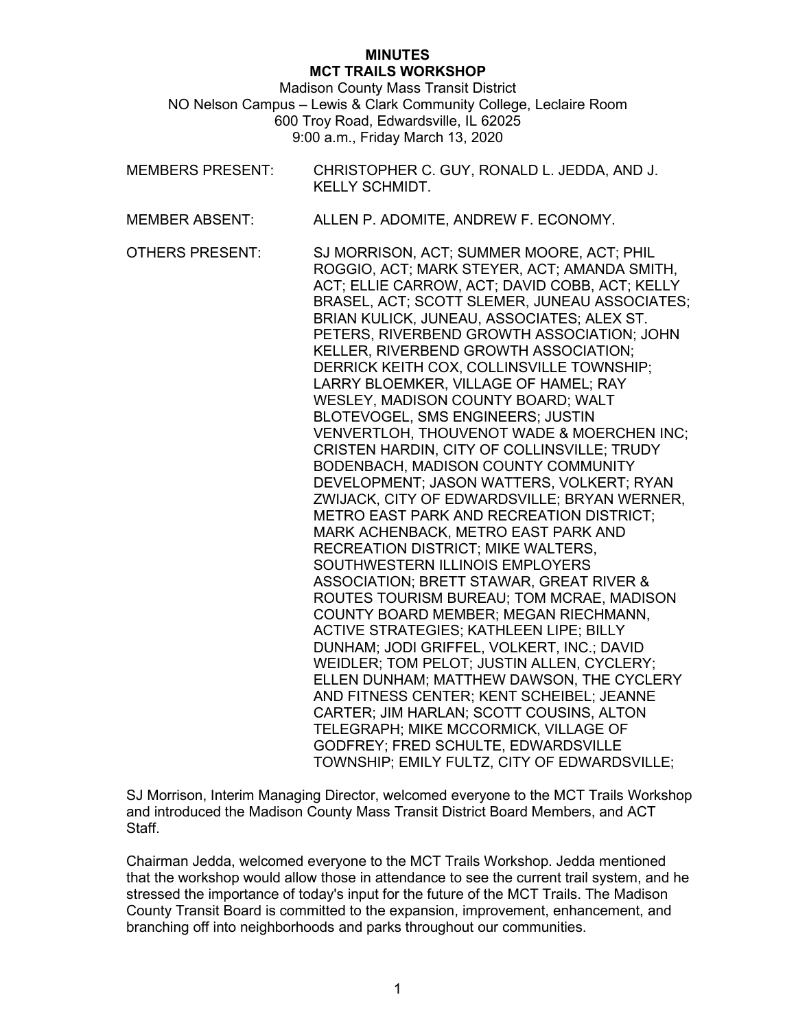# MINUTES
## MCT TRAILS WORKSHOP

Madison County Mass Transit District
NO Nelson Campus – Lewis & Clark Community College, Leclaire Room
600 Troy Road, Edwardsville, IL 62025
9:00 a.m., Friday March 13, 2020

MEMBERS PRESENT: CHRISTOPHER C. GUY, RONALD L. JEDDA, AND J. KELLY SCHMIDT.

MEMBER ABSENT: ALLEN P. ADOMITE, ANDREW F. ECONOMY.

OTHERS PRESENT: SJ MORRISON, ACT; SUMMER MOORE, ACT; PHIL ROGGIO, ACT; MARK STEYER, ACT; AMANDA SMITH, ACT; ELLIE CARROW, ACT; DAVID COBB, ACT; KELLY BRASEL, ACT; SCOTT SLEMER, JUNEAU ASSOCIATES; BRIAN KULICK, JUNEAU, ASSOCIATES; ALEX ST. PETERS, RIVERBEND GROWTH ASSOCIATION; JOHN KELLER, RIVERBEND GROWTH ASSOCIATION; DERRICK KEITH COX, COLLINSVILLE TOWNSHIP; LARRY BLOEMKER, VILLAGE OF HAMEL; RAY WESLEY, MADISON COUNTY BOARD; WALT BLOTEVOGEL, SMS ENGINEERS; JUSTIN VENVERTLOH, THOUVENOT WADE & MOERCHEN INC; CRISTEN HARDIN, CITY OF COLLINSVILLE; TRUDY BODENBACH, MADISON COUNTY COMMUNITY DEVELOPMENT; JASON WATTERS, VOLKERT; RYAN ZWIJACK, CITY OF EDWARDSVILLE; BRYAN WERNER, METRO EAST PARK AND RECREATION DISTRICT; MARK ACHENBACK, METRO EAST PARK AND RECREATION DISTRICT; MIKE WALTERS, SOUTHWESTERN ILLINOIS EMPLOYERS ASSOCIATION; BRETT STAWAR, GREAT RIVER & ROUTES TOURISM BUREAU; TOM MCRAE, MADISON COUNTY BOARD MEMBER; MEGAN RIECHMANN, ACTIVE STRATEGIES; KATHLEEN LIPE; BILLY DUNHAM; JODI GRIFFEL, VOLKERT, INC.; DAVID WEIDLER; TOM PELOT; JUSTIN ALLEN, CYCLERY; ELLEN DUNHAM; MATTHEW DAWSON, THE CYCLERY AND FITNESS CENTER; KENT SCHEIBEL; JEANNE CARTER; JIM HARLAN; SCOTT COUSINS, ALTON TELEGRAPH; MIKE MCCORMICK, VILLAGE OF GODFREY; FRED SCHULTE, EDWARDSVILLE TOWNSHIP; EMILY FULTZ, CITY OF EDWARDSVILLE;

SJ Morrison, Interim Managing Director, welcomed everyone to the MCT Trails Workshop and introduced the Madison County Mass Transit District Board Members, and ACT Staff.

Chairman Jedda, welcomed everyone to the MCT Trails Workshop. Jedda mentioned that the workshop would allow those in attendance to see the current trail system, and he stressed the importance of today's input for the future of the MCT Trails. The Madison County Transit Board is committed to the expansion, improvement, enhancement, and branching off into neighborhoods and parks throughout our communities.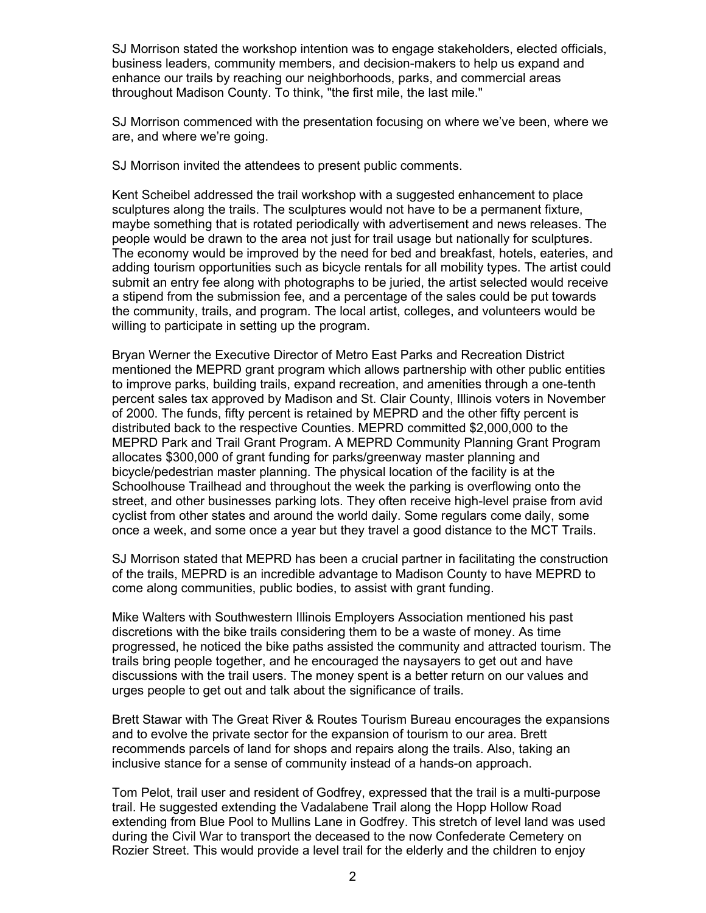SJ Morrison stated the workshop intention was to engage stakeholders, elected officials, business leaders, community members, and decision-makers to help us expand and enhance our trails by reaching our neighborhoods, parks, and commercial areas throughout Madison County. To think, "the first mile, the last mile."

SJ Morrison commenced with the presentation focusing on where we've been, where we are, and where we're going.

SJ Morrison invited the attendees to present public comments.

Kent Scheibel addressed the trail workshop with a suggested enhancement to place sculptures along the trails. The sculptures would not have to be a permanent fixture, maybe something that is rotated periodically with advertisement and news releases. The people would be drawn to the area not just for trail usage but nationally for sculptures. The economy would be improved by the need for bed and breakfast, hotels, eateries, and adding tourism opportunities such as bicycle rentals for all mobility types. The artist could submit an entry fee along with photographs to be juried, the artist selected would receive a stipend from the submission fee, and a percentage of the sales could be put towards the community, trails, and program. The local artist, colleges, and volunteers would be willing to participate in setting up the program.

Bryan Werner the Executive Director of Metro East Parks and Recreation District mentioned the MEPRD grant program which allows partnership with other public entities to improve parks, building trails, expand recreation, and amenities through a one-tenth percent sales tax approved by Madison and St. Clair County, Illinois voters in November of 2000. The funds, fifty percent is retained by MEPRD and the other fifty percent is distributed back to the respective Counties. MEPRD committed $2,000,000 to the MEPRD Park and Trail Grant Program. A MEPRD Community Planning Grant Program allocates $300,000 of grant funding for parks/greenway master planning and bicycle/pedestrian master planning. The physical location of the facility is at the Schoolhouse Trailhead and throughout the week the parking is overflowing onto the street, and other businesses parking lots. They often receive high-level praise from avid cyclist from other states and around the world daily. Some regulars come daily, some once a week, and some once a year but they travel a good distance to the MCT Trails.

SJ Morrison stated that MEPRD has been a crucial partner in facilitating the construction of the trails, MEPRD is an incredible advantage to Madison County to have MEPRD to come along communities, public bodies, to assist with grant funding.

Mike Walters with Southwestern Illinois Employers Association mentioned his past discretions with the bike trails considering them to be a waste of money. As time progressed, he noticed the bike paths assisted the community and attracted tourism. The trails bring people together, and he encouraged the naysayers to get out and have discussions with the trail users. The money spent is a better return on our values and urges people to get out and talk about the significance of trails.

Brett Stawar with The Great River & Routes Tourism Bureau encourages the expansions and to evolve the private sector for the expansion of tourism to our area. Brett recommends parcels of land for shops and repairs along the trails. Also, taking an inclusive stance for a sense of community instead of a hands-on approach.

Tom Pelot, trail user and resident of Godfrey, expressed that the trail is a multi-purpose trail. He suggested extending the Vadalabene Trail along the Hopp Hollow Road extending from Blue Pool to Mullins Lane in Godfrey. This stretch of level land was used during the Civil War to transport the deceased to the now Confederate Cemetery on Rozier Street. This would provide a level trail for the elderly and the children to enjoy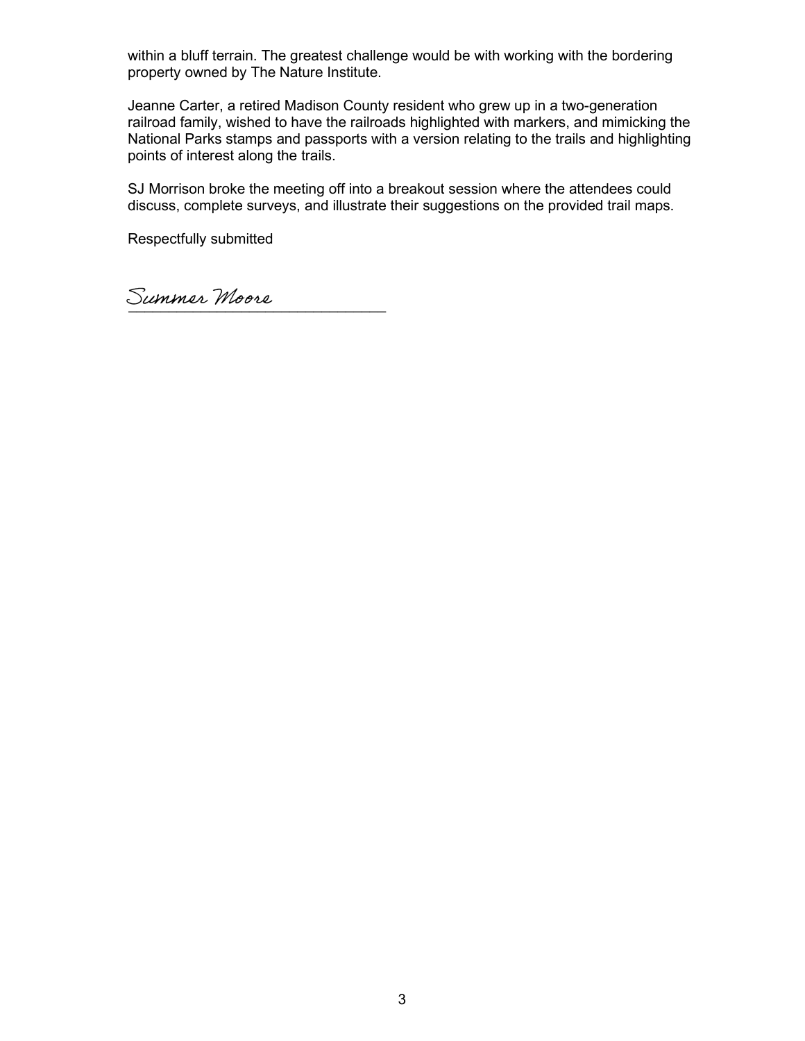within a bluff terrain. The greatest challenge would be with working with the bordering property owned by The Nature Institute.

Jeanne Carter, a retired Madison County resident who grew up in a two-generation railroad family, wished to have the railroads highlighted with markers, and mimicking the National Parks stamps and passports with a version relating to the trails and highlighting points of interest along the trails.

SJ Morrison broke the meeting off into a breakout session where the attendees could discuss, complete surveys, and illustrate their suggestions on the provided trail maps.

Respectfully submitted

Summer Moore